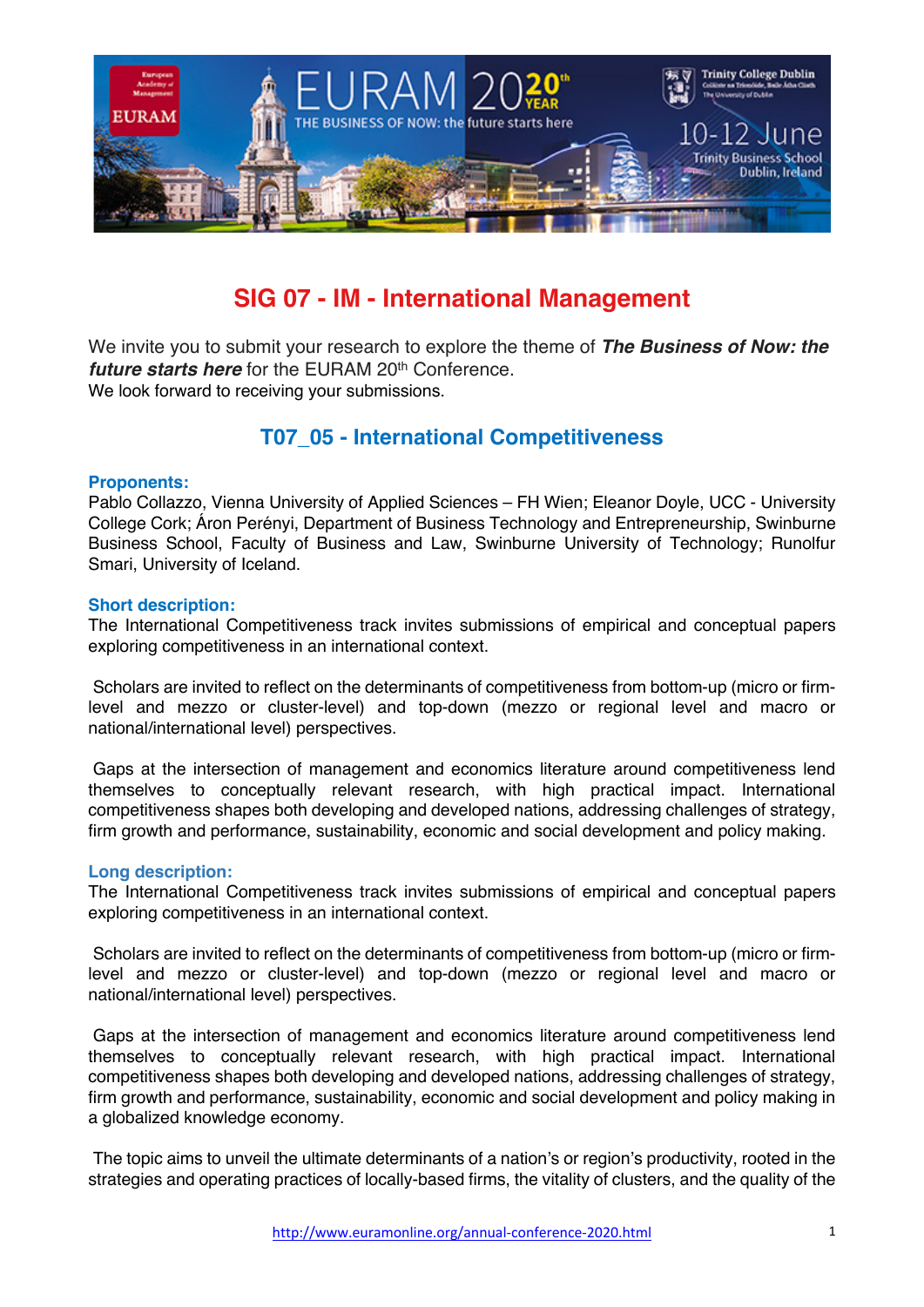# SIG 07 - IM - International Management

We invite you to submit your research to explore the theme of ***The Business of Now: the future starts here*** for the EURAM 20th Conference.
We look forward to receiving your submissions.

## T07_05 - International Competitiveness

### Proponents:

Pablo Collazzo, Vienna University of Applied Sciences – FH Wien; Eleanor Doyle, UCC - University College Cork; Áron Perényi, Department of Business Technology and Entrepreneurship, Swinburne Business School, Faculty of Business and Law, Swinburne University of Technology; Runolfur Smari, University of Iceland.

### Short description:

The International Competitiveness track invites submissions of empirical and conceptual papers exploring competitiveness in an international context.

Scholars are invited to reflect on the determinants of competitiveness from bottom-up (micro or firm-level and mezzo or cluster-level) and top-down (mezzo or regional level and macro or national/international level) perspectives.

Gaps at the intersection of management and economics literature around competitiveness lend themselves to conceptually relevant research, with high practical impact. International competitiveness shapes both developing and developed nations, addressing challenges of strategy, firm growth and performance, sustainability, economic and social development and policy making.

### Long description:

The International Competitiveness track invites submissions of empirical and conceptual papers exploring competitiveness in an international context.

Scholars are invited to reflect on the determinants of competitiveness from bottom-up (micro or firm-level and mezzo or cluster-level) and top-down (mezzo or regional level and macro or national/international level) perspectives.

Gaps at the intersection of management and economics literature around competitiveness lend themselves to conceptually relevant research, with high practical impact. International competitiveness shapes both developing and developed nations, addressing challenges of strategy, firm growth and performance, sustainability, economic and social development and policy making in a globalized knowledge economy.

The topic aims to unveil the ultimate determinants of a nation's or region's productivity, rooted in the strategies and operating practices of locally-based firms, the vitality of clusters, and the quality of the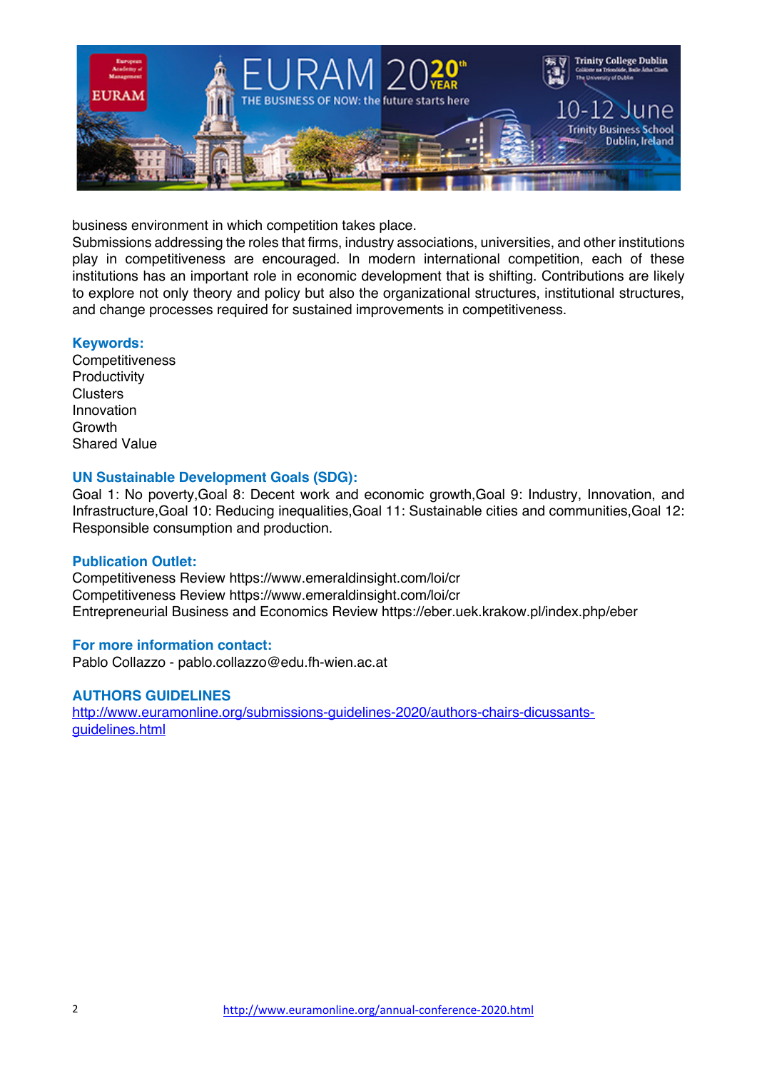business environment in which competition takes place.

Submissions addressing the roles that firms, industry associations, universities, and other institutions play in competitiveness are encouraged. In modern international competition, each of these institutions has an important role in economic development that is shifting. Contributions are likely to explore not only theory and policy but also the organizational structures, institutional structures, and change processes required for sustained improvements in competitiveness.

### Keywords:

Competitiveness
Productivity
Clusters
Innovation
Growth
Shared Value

### UN Sustainable Development Goals (SDG):

Goal 1: No poverty,Goal 8: Decent work and economic growth,Goal 9: Industry, Innovation, and Infrastructure,Goal 10: Reducing inequalities,Goal 11: Sustainable cities and communities,Goal 12: Responsible consumption and production.

### Publication Outlet:

Competitiveness Review https://www.emeraldinsight.com/loi/cr
Competitiveness Review https://www.emeraldinsight.com/loi/cr
Entrepreneurial Business and Economics Review https://eber.uek.krakow.pl/index.php/eber

### For more information contact:

Pablo Collazzo - pablo.collazzo@edu.fh-wien.ac.at

### AUTHORS GUIDELINES

http://www.euramonline.org/submissions-guidelines-2020/authors-chairs-dicussants-guidelines.html